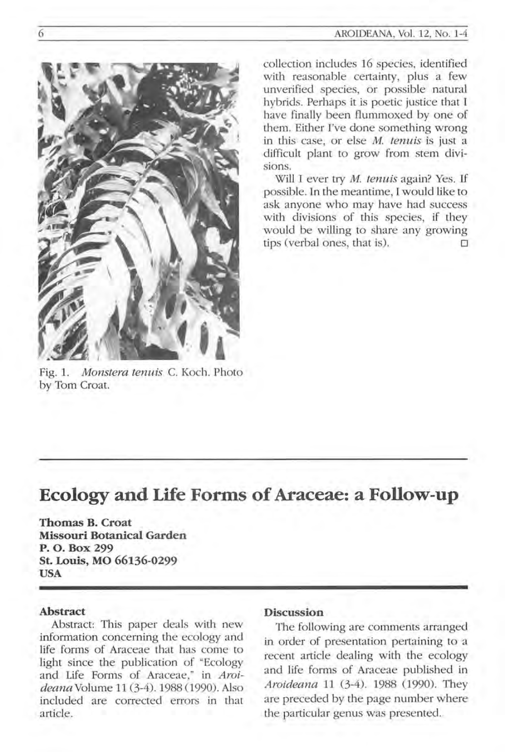Fig. 1. *Monstera tenuis* C. Koch. Photo by Tom Croat.

collection includes 16 species, identified with reasonable certainty, plus a few unverified species, or possible natural hybrids. Perhaps it is poetic justice that I have finally been flummoxed by one of them. Either I've done something wrong in this case, or else *M. tenuis* is just a difficult plant to grow from stem divisions.

Will I ever try *M. tenuis* again? Yes. If possible. In the meantime, I would like to ask anyone who may have had success with divisions of this species, if they would be willing to share any growing tips (verbal ones, that is). □

# Ecology and Life Forms of Araceae: a Follow-up

**Thomas B. Croat**
**Missouri Botanical Garden**
**P. O. Box 299**
**St. Louis, MO 66136-0299**
**USA**

### Abstract

Abstract: This paper deals with new information concerning the ecology and life forms of Araceae that has come to light since the publication of "Ecology and Life Forms of Araceae," in *Aroideana* Volume 11 (3-4). 1988 (1990). Also included are corrected errors in that article.

### Discussion

The following are comments arranged in order of presentation pertaining to a recent article dealing with the ecology and life forms of Araceae published in *Aroideana* 11 (3-4). 1988 (1990). They are preceded by the page number where the particular genus was presented.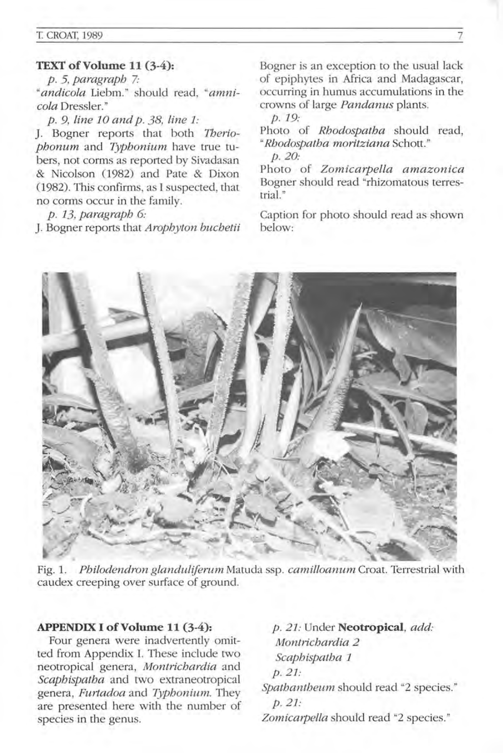**TEXT of Volume 11 (3-4):**

*p. 5, paragraph 7:*

"*andicola* Liebm." should read, "*amnicola* Dressler."

*p. 9, line 10 and p. 38, line 1:*

J. Bogner reports that both *Theriophonum* and *Typhonium* have true tubers, not corms as reported by Sivadasan & Nicolson (1982) and Pate & Dixon (1982). This confirms, as I suspected, that no corms occur in the family.

*p. 13, paragraph 6:*

J. Bogner reports that *Arophyton buchetii* Bogner is an exception to the usual lack of epiphytes in Africa and Madagascar, occurring in humus accumulations in the crowns of large *Pandanus* plants.

*p. 19:*

Photo of *Rhodospatha* should read, "*Rhodospatha moritziana* Schott."

*p. 20:*

Photo of *Zomicarpella amazonica* Bogner should read "rhizomatous terrestrial."

Caption for photo should read as shown below:

Fig. 1. *Philodendron glanduliferum* Matuda ssp. *camilloanum* Croat. Terrestrial with caudex creeping over surface of ground.

**APPENDIX I of Volume 11 (3-4):**

Four genera were inadvertently omitted from Appendix I. These include two neotropical genera, *Montrichardia* and *Scaphispatha* and two extraneotropical genera, *Furtadoa* and *Typhonium*. They are presented here with the number of species in the genus.

*p. 21:* Under **Neotropical**, *add:*

*Montrichardia 2*

*Scaphispatha 1*

*p. 21:*

*Spathantheum* should read "2 species."

*p. 21:*

*Zomicarpella* should read "2 species."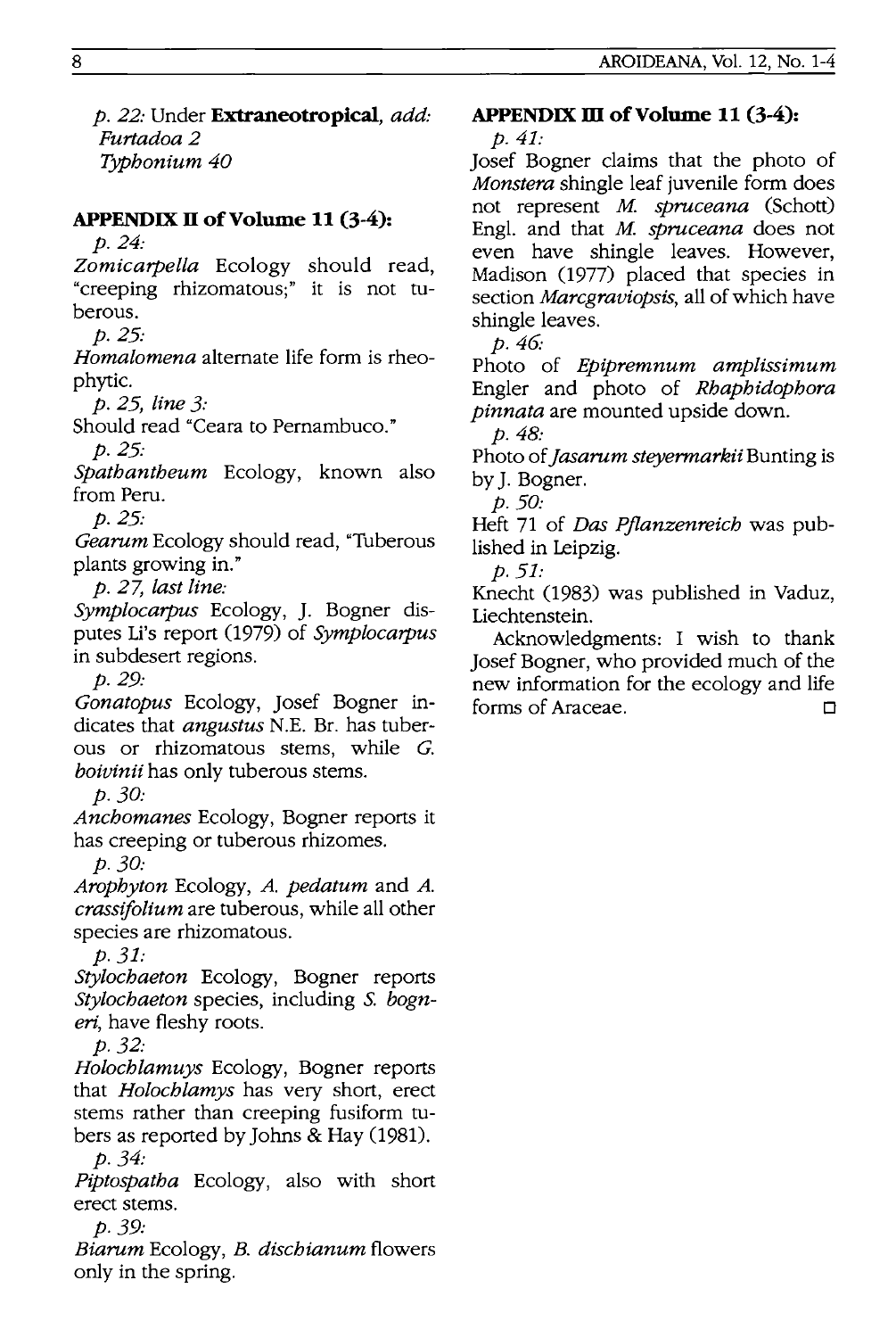*p. 22:* Under **Extraneotropical**, *add:*
*Furtadoa 2*
*Typhonium 40*

**APPENDIX II of Volume 11 (3-4):**

*p. 24:*
*Zomicarpella* Ecology should read, "creeping rhizomatous;" it is not tuberous.

*p. 25:*
*Homalomena* alternate life form is rheophytic.

*p. 25, line 3:*
Should read "Ceara to Pernambuco."

*p. 25:*
*Spathantheum* Ecology, known also from Peru.

*p. 25:*
*Gearum* Ecology should read, "Tuberous plants growing in."

*p. 27, last line:*
*Symplocarpus* Ecology, J. Bogner disputes Li's report (1979) of *Symplocarpus* in subdesert regions.

*p. 29:*
*Gonatopus* Ecology, Josef Bogner indicates that *angustus* N.E. Br. has tuberous or rhizomatous stems, while *G. boivinii* has only tuberous stems.

*p. 30:*
*Anchomanes* Ecology, Bogner reports it has creeping or tuberous rhizomes.

*p. 30:*
*Arophyton* Ecology, *A. pedatum* and *A. crassifolium* are tuberous, while all other species are rhizomatous.

*p. 31:*
*Stylochaeton* Ecology, Bogner reports *Stylochaeton* species, including *S. bogneri*, have fleshy roots.

*p. 32:*
*Holochlamuys* Ecology, Bogner reports that *Holochlamys* has very short, erect stems rather than creeping fusiform tubers as reported by Johns & Hay (1981).

*p. 34:*
*Piptospatha* Ecology, also with short erect stems.

*p. 39:*
*Biarum* Ecology, *B. dischianum* flowers only in the spring.

**APPENDIX III of Volume 11 (3-4):**

*p. 41:*
Josef Bogner claims that the photo of *Monstera* shingle leaf juvenile form does not represent *M. spruceana* (Schott) Engl. and that *M. spruceana* does not even have shingle leaves. However, Madison (1977) placed that species in section *Marcgraviopsis*, all of which have shingle leaves.

*p. 46:*
Photo of *Epipremnum amplissimum* Engler and photo of *Rhaphidophora pinnata* are mounted upside down.

*p. 48:*
Photo of *Jasarum steyermarkii* Bunting is by J. Bogner.

*p. 50:*
Heft 71 of *Das Pflanzenreich* was published in Leipzig.

*p. 51:*
Knecht (1983) was published in Vaduz, Liechtenstein.

Acknowledgments: I wish to thank Josef Bogner, who provided much of the new information for the ecology and life forms of Araceae. □